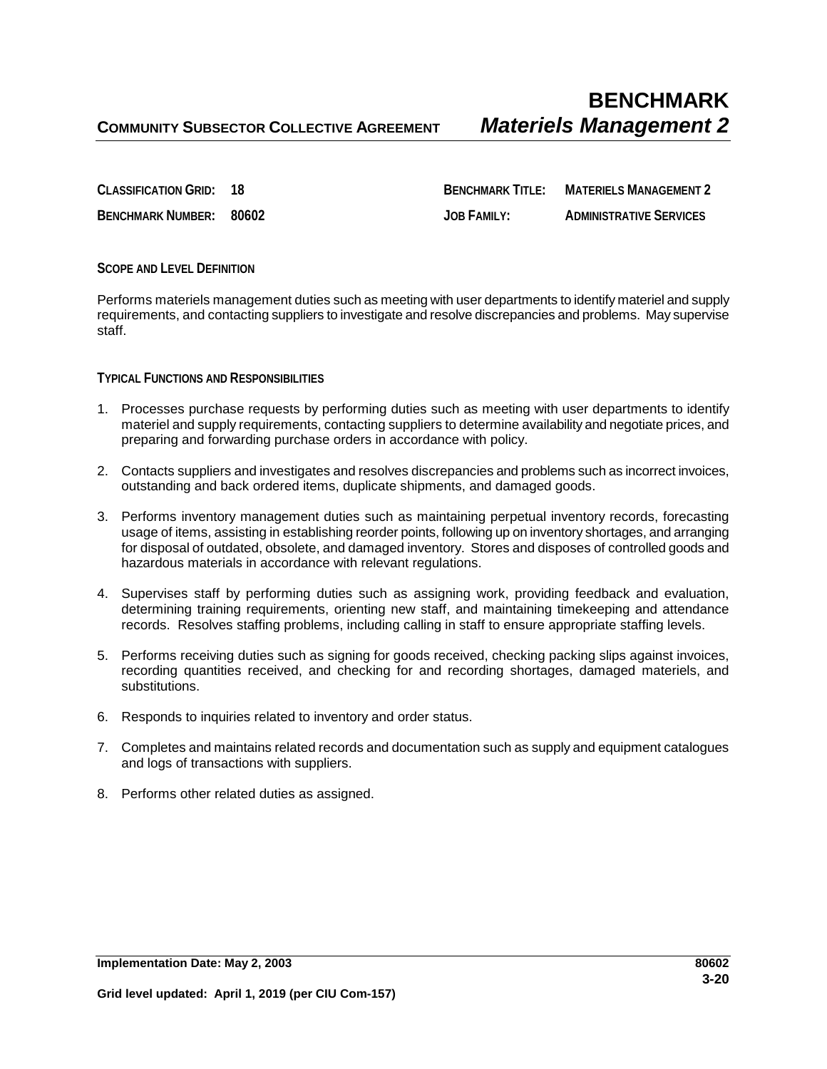# BENCHMARK

**COMMUNITY SUBSECTOR COLLECTIVE AGREEMENT** ***Materiels Management 2***

| | | | |
|---|---|---|---|
| **CLASSIFICATION GRID:** | **18** | **BENCHMARK TITLE:** | **MATERIELS MANAGEMENT 2** |
| **BENCHMARK NUMBER:** | **80602** | **JOB FAMILY:** | **ADMINISTRATIVE SERVICES** |

**SCOPE AND LEVEL DEFINITION**

Performs materiels management duties such as meeting with user departments to identify materiel and supply requirements, and contacting suppliers to investigate and resolve discrepancies and problems. May supervise staff.

**TYPICAL FUNCTIONS AND RESPONSIBILITIES**

1. Processes purchase requests by performing duties such as meeting with user departments to identify materiel and supply requirements, contacting suppliers to determine availability and negotiate prices, and preparing and forwarding purchase orders in accordance with policy.

2. Contacts suppliers and investigates and resolves discrepancies and problems such as incorrect invoices, outstanding and back ordered items, duplicate shipments, and damaged goods.

3. Performs inventory management duties such as maintaining perpetual inventory records, forecasting usage of items, assisting in establishing reorder points, following up on inventory shortages, and arranging for disposal of outdated, obsolete, and damaged inventory. Stores and disposes of controlled goods and hazardous materials in accordance with relevant regulations.

4. Supervises staff by performing duties such as assigning work, providing feedback and evaluation, determining training requirements, orienting new staff, and maintaining timekeeping and attendance records. Resolves staffing problems, including calling in staff to ensure appropriate staffing levels.

5. Performs receiving duties such as signing for goods received, checking packing slips against invoices, recording quantities received, and checking for and recording shortages, damaged materiels, and substitutions.

6. Responds to inquiries related to inventory and order status.

7. Completes and maintains related records and documentation such as supply and equipment catalogues and logs of transactions with suppliers.

8. Performs other related duties as assigned.

**Implementation Date: May 2, 2003** **80602**

**Grid level updated: April 1, 2019 (per CIU Com-157)**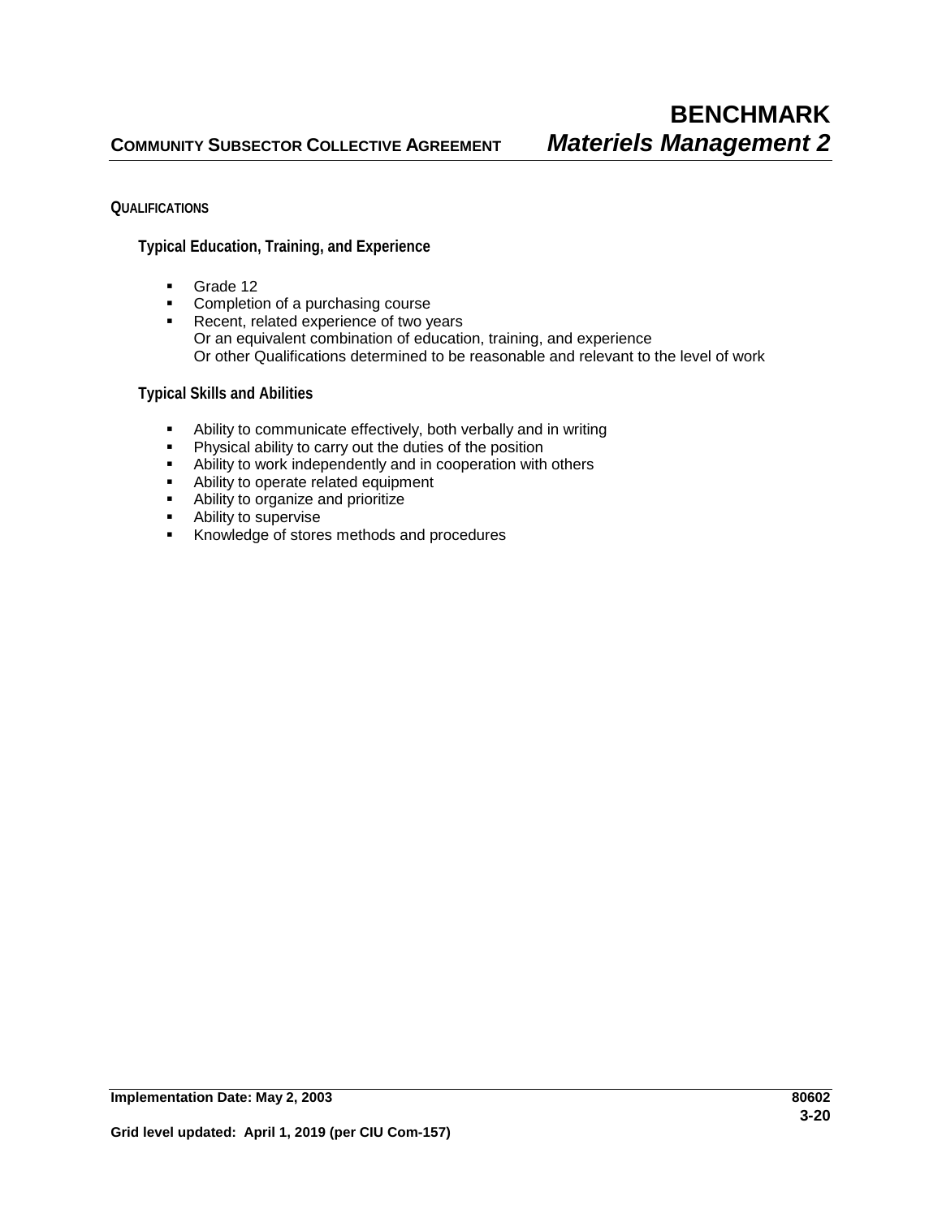## QUALIFICATIONS

### Typical Education, Training, and Experience

- Grade 12
- Completion of a purchasing course
- Recent, related experience of two years
  Or an equivalent combination of education, training, and experience
  Or other Qualifications determined to be reasonable and relevant to the level of work

### Typical Skills and Abilities

- Ability to communicate effectively, both verbally and in writing
- Physical ability to carry out the duties of the position
- Ability to work independently and in cooperation with others
- Ability to operate related equipment
- Ability to organize and prioritize
- Ability to supervise
- Knowledge of stores methods and procedures